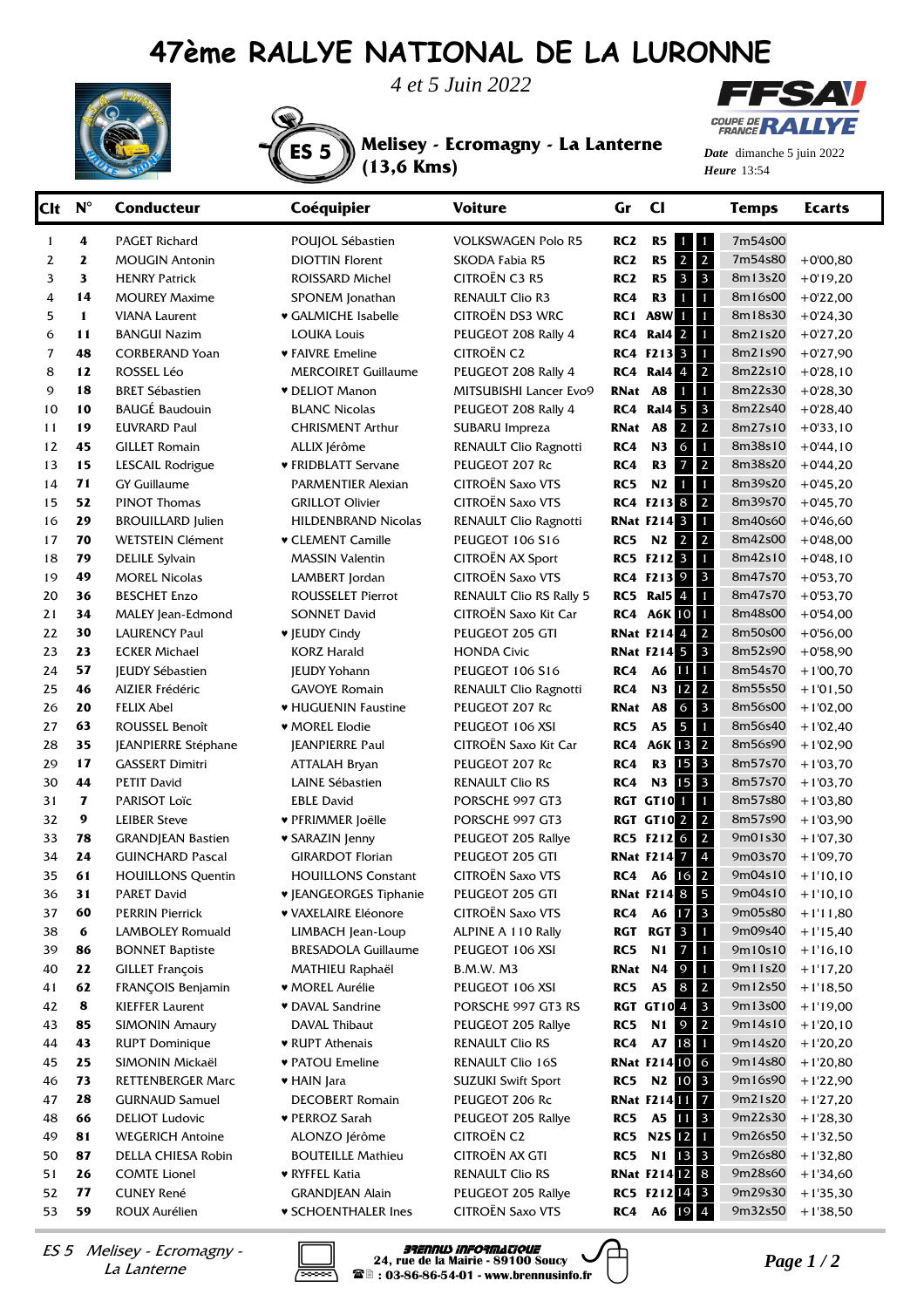# 47ème RALLYE NATIONAL DE LA LURONNE

*4 et 5 Juin 2022*

**ES 5 Melisey - Ecromagny - La Lanterne (13,6 Kms)**

*Date* dimanche 5 juin 2022
*Heure* 13:54

| Clt | N° | Conducteur | Coéquipier | Voiture | Gr | Cl | | | Temps | Ecarts |
|---|---|---|---|---|---|---|---|---|---|---|
| 1 | 4 | PAGET Richard | POUJOL Sébastien | VOLKSWAGEN Polo R5 | RC2 | R5 | 1 | 1 | 7m54s00 | |
| 2 | 2 | MOUGIN Antonin | DIOTTIN Florent | SKODA Fabia R5 | RC2 | R5 | 2 | 2 | 7m54s80 | +0'00,80 |
| 3 | 3 | HENRY Patrick | ROISSARD Michel | CITROËN C3 R5 | RC2 | R5 | 3 | 3 | 8m13s20 | +0'19,20 |
| 4 | 14 | MOUREY Maxime | SPONEM Jonathan | RENAULT Clio R3 | RC4 | R3 | 1 | 1 | 8m16s00 | +0'22,00 |
| 5 | 1 | VIANA Laurent | ♥ GALMICHE Isabelle | CITROËN DS3 WRC | RC1 | A8W | 1 | 1 | 8m18s30 | +0'24,30 |
| 6 | 11 | BANGUI Nazim | LOUKA Louis | PEUGEOT 208 Rally 4 | RC4 | Ral4 | 2 | 1 | 8m21s20 | +0'27,20 |
| 7 | 48 | CORBERAND Yoan | ♥ FAIVRE Emeline | CITROËN C2 | RC4 | F213 | 3 | 1 | 8m21s90 | +0'27,90 |
| 8 | 12 | ROSSEL Léo | MERCOIRET Guillaume | PEUGEOT 208 Rally 4 | RC4 | Ral4 | 4 | 2 | 8m22s10 | +0'28,10 |
| 9 | 18 | BRET Sébastien | ♥ DELIOT Manon | MITSUBISHI Lancer Evo9 | RNat | A8 | 1 | 1 | 8m22s30 | +0'28,30 |
| 10 | 10 | BAUGÉ Baudouin | BLANC Nicolas | PEUGEOT 208 Rally 4 | RC4 | Ral4 | 5 | 3 | 8m22s40 | +0'28,40 |
| 11 | 19 | EUVRARD Paul | CHRISMENT Arthur | SUBARU Impreza | RNat | A8 | 2 | 2 | 8m27s10 | +0'33,10 |
| 12 | 45 | GILLET Romain | ALLIX Jérôme | RENAULT Clio Ragnotti | RC4 | N3 | 6 | 1 | 8m38s10 | +0'44,10 |
| 13 | 15 | LESCAIL Rodrigue | ♥ FRIDBLATT Servane | PEUGEOT 207 Rc | RC4 | R3 | 7 | 2 | 8m38s20 | +0'44,20 |
| 14 | 71 | GY Guillaume | PARMENTIER Alexian | CITROËN Saxo VTS | RC5 | N2 | 1 | 1 | 8m39s20 | +0'45,20 |
| 15 | 52 | PINOT Thomas | GRILLOT Olivier | CITROËN Saxo VTS | RC4 | F213 | 8 | 2 | 8m39s70 | +0'45,70 |
| 16 | 29 | BROUILLARD Julien | HILDENBRAND Nicolas | RENAULT Clio Ragnotti | RNat | F214 | 3 | 1 | 8m40s60 | +0'46,60 |
| 17 | 70 | WETSTEIN Clément | ♥ CLEMENT Camille | PEUGEOT 106 S16 | RC5 | N2 | 2 | 2 | 8m42s00 | +0'48,00 |
| 18 | 79 | DELILE Sylvain | MASSIN Valentin | CITROËN AX Sport | RC5 | F212 | 3 | 1 | 8m42s10 | +0'48,10 |
| 19 | 49 | MOREL Nicolas | LAMBERT Jordan | CITROËN Saxo VTS | RC4 | F213 | 9 | 3 | 8m47s70 | +0'53,70 |
| 20 | 36 | BESCHET Enzo | ROUSSELET Pierrot | RENAULT Clio RS Rally 5 | RC5 | Ral5 | 4 | 1 | 8m47s70 | +0'53,70 |
| 21 | 34 | MALEY Jean-Edmond | SONNET David | CITROËN Saxo Kit Car | RC4 | A6K | 10 | 1 | 8m48s00 | +0'54,00 |
| 22 | 30 | LAURENCY Paul | ♥ JEUDY Cindy | PEUGEOT 205 GTI | RNat | F214 | 4 | 2 | 8m50s00 | +0'56,00 |
| 23 | 23 | ECKER Michael | KORZ Harald | HONDA Civic | RNat | F214 | 5 | 3 | 8m52s90 | +0'58,90 |
| 24 | 57 | JEUDY Sébastien | JEUDY Yohann | PEUGEOT 106 S16 | RC4 | A6 | 11 | 1 | 8m54s70 | +1'00,70 |
| 25 | 46 | AIZIER Frédéric | GAVOYE Romain | RENAULT Clio Ragnotti | RC4 | N3 | 12 | 2 | 8m55s50 | +1'01,50 |
| 26 | 20 | FELIX Abel | ♥ HUGUENIN Faustine | PEUGEOT 207 Rc | RNat | A8 | 6 | 3 | 8m56s00 | +1'02,00 |
| 27 | 63 | ROUSSEL Benoît | ♥ MOREL Elodie | PEUGEOT 106 XSI | RC5 | A5 | 5 | 1 | 8m56s40 | +1'02,40 |
| 28 | 35 | JEANPIERRE Stéphane | JEANPIERRE Paul | CITROËN Saxo Kit Car | RC4 | A6K | 13 | 2 | 8m56s90 | +1'02,90 |
| 29 | 17 | GASSERT Dimitri | ATTALAH Bryan | PEUGEOT 207 Rc | RC4 | R3 | 15 | 3 | 8m57s70 | +1'03,70 |
| 30 | 44 | PETIT David | LAINE Sébastien | RENAULT Clio RS | RC4 | N3 | 15 | 3 | 8m57s70 | +1'03,70 |
| 31 | 7 | PARISOT Loïc | EBLE David | PORSCHE 997 GT3 | RGT | GT10 | 1 | 1 | 8m57s80 | +1'03,80 |
| 32 | 9 | LEIBER Steve | ♥ PFRIMMER Joëlle | PORSCHE 997 GT3 | RGT | GT10 | 2 | 2 | 8m57s90 | +1'03,90 |
| 33 | 78 | GRANDJEAN Bastien | ♥ SARAZIN Jenny | PEUGEOT 205 Rallye | RC5 | F212 | 6 | 2 | 9m01s30 | +1'07,30 |
| 34 | 24 | GUINCHARD Pascal | GIRARDOT Florian | PEUGEOT 205 GTI | RNat | F214 | 7 | 4 | 9m03s70 | +1'09,70 |
| 35 | 61 | HOUILLONS Quentin | HOUILLONS Constant | CITROËN Saxo VTS | RC4 | A6 | 16 | 2 | 9m04s10 | +1'10,10 |
| 36 | 31 | PARET David | ♥ JEANGEORGES Tiphanie | PEUGEOT 205 GTI | RNat | F214 | 8 | 5 | 9m04s10 | +1'10,10 |
| 37 | 60 | PERRIN Pierrick | ♥ VAXELAIRE Eléonore | CITROËN Saxo VTS | RC4 | A6 | 17 | 3 | 9m05s80 | +1'11,80 |
| 38 | 6 | LAMBOLEY Romuald | LIMBACH Jean-Loup | ALPINE A 110 Rally | RGT | RGT | 3 | 1 | 9m09s40 | +1'15,40 |
| 39 | 86 | BONNET Baptiste | BRESADOLA Guillaume | PEUGEOT 106 XSI | RC5 | N1 | 7 | 1 | 9m10s10 | +1'16,10 |
| 40 | 22 | GILLET François | MATHIEU Raphaël | B.M.W. M3 | RNat | N4 | 9 | 1 | 9m11s20 | +1'17,20 |
| 41 | 62 | FRANÇOIS Benjamin | ♥ MOREL Aurélie | PEUGEOT 106 XSI | RC5 | A5 | 8 | 2 | 9m12s50 | +1'18,50 |
| 42 | 8 | KIEFFER Laurent | ♥ DAVAL Sandrine | PORSCHE 997 GT3 RS | RGT | GT10 | 4 | 3 | 9m13s00 | +1'19,00 |
| 43 | 85 | SIMONIN Amaury | DAVAL Thibaut | PEUGEOT 205 Rallye | RC5 | N1 | 9 | 2 | 9m14s10 | +1'20,10 |
| 44 | 43 | RUPT Dominique | ♥ RUPT Athenais | RENAULT Clio RS | RC4 | A7 | 18 | 1 | 9m14s20 | +1'20,20 |
| 45 | 25 | SIMONIN Mickaël | ♥ PATOU Emeline | RENAULT Clio 16S | RNat | F214 | 10 | 6 | 9m14s80 | +1'20,80 |
| 46 | 73 | RETTENBERGER Marc | ♥ HAIN Jara | SUZUKI Swift Sport | RC5 | N2 | 10 | 3 | 9m16s90 | +1'22,90 |
| 47 | 28 | GURNAUD Samuel | DECOBERT Romain | PEUGEOT 206 Rc | RNat | F214 | 11 | 7 | 9m21s20 | +1'27,20 |
| 48 | 66 | DELIOT Ludovic | ♥ PERROZ Sarah | PEUGEOT 205 Rallye | RC5 | A5 | 11 | 3 | 9m22s30 | +1'28,30 |
| 49 | 81 | WEGERICH Antoine | ALONZO Jérôme | CITROËN C2 | RC5 | N2S | 12 | 1 | 9m26s50 | +1'32,50 |
| 50 | 87 | DELLA CHIESA Robin | BOUTEILLE Mathieu | CITROËN AX GTI | RC5 | N1 | 13 | 3 | 9m26s80 | +1'32,80 |
| 51 | 26 | COMTE Lionel | ♥ RYFFEL Katia | RENAULT Clio RS | RNat | F214 | 12 | 8 | 9m28s60 | +1'34,60 |
| 52 | 77 | CUNEY René | GRANDJEAN Alain | PEUGEOT 205 Rallye | RC5 | F212 | 14 | 3 | 9m29s30 | +1'35,30 |
| 53 | 59 | ROUX Aurélien | ♥ SCHOENTHALER Ines | CITROËN Saxo VTS | RC4 | A6 | 19 | 4 | 9m32s50 | +1'38,50 |

*ES 5 Melisey - Ecromagny - La Lanterne*

BRENNUS INFORMATIQUE
24, rue de la Mairie - 89100 Soucy
: 03-86-86-54-01 - www.brennusinfo.fr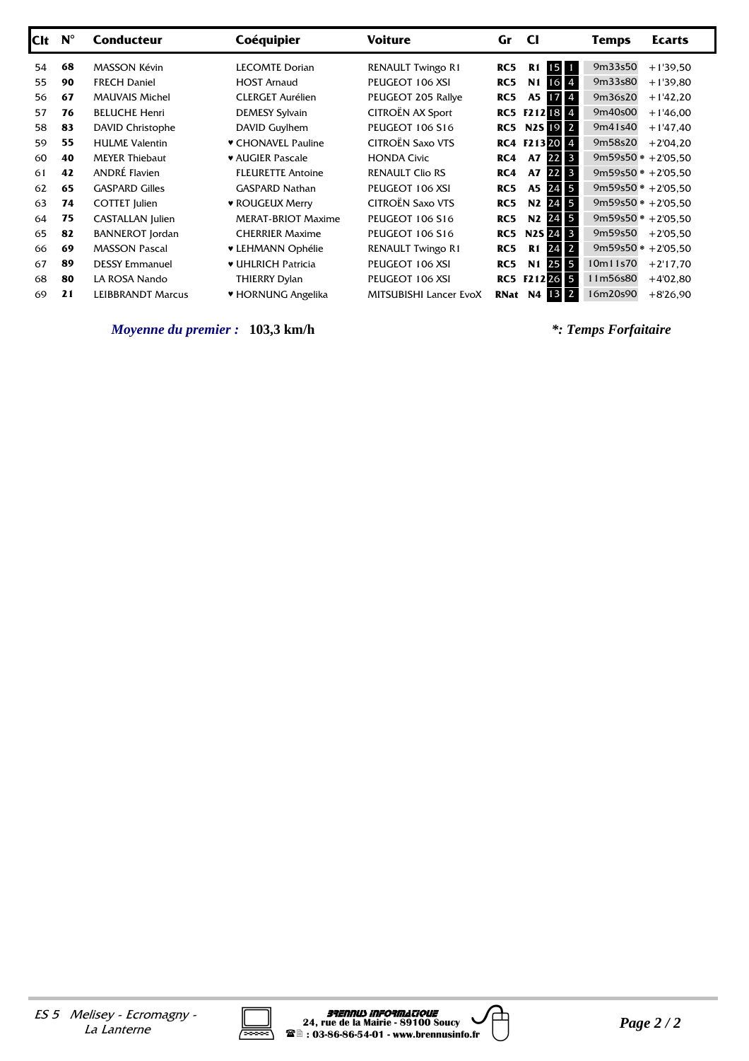| Clt | N° | Conducteur | Coéquipier | Voiture | Gr | Cl | | | Temps | Ecarts |
|---|---|---|---|---|---|---|---|---|---|---|
| 54 | 68 | MASSON Kévin | LECOMTE Dorian | RENAULT Twingo R1 | RC5 | R1 | 15 | 1 | 9m33s50 | +1'39,50 |
| 55 | 90 | FRECH Daniel | HOST Arnaud | PEUGEOT 106 XSI | RC5 | N1 | 16 | 4 | 9m33s80 | +1'39,80 |
| 56 | 67 | MAUVAIS Michel | CLERGET Aurélien | PEUGEOT 205 Rallye | RC5 | A5 | 17 | 4 | 9m36s20 | +1'42,20 |
| 57 | 76 | BELUCHE Henri | DEMESY Sylvain | CITROËN AX Sport | RC5 | F212 | 18 | 4 | 9m40s00 | +1'46,00 |
| 58 | 83 | DAVID Christophe | DAVID Guylhem | PEUGEOT 106 S16 | RC5 | N2S | 19 | 2 | 9m41s40 | +1'47,40 |
| 59 | 55 | HULME Valentin | ♥ CHONAVEL Pauline | CITROËN Saxo VTS | RC4 | F213 | 20 | 4 | 9m58s20 | +2'04,20 |
| 60 | 40 | MEYER Thiebaut | ♥ AUGIER Pascale | HONDA Civic | RC4 | A7 | 22 | 3 | 9m59s50 * | +2'05,50 |
| 61 | 42 | ANDRÉ Flavien | FLEURETTE Antoine | RENAULT Clio RS | RC4 | A7 | 22 | 3 | 9m59s50 * | +2'05,50 |
| 62 | 65 | GASPARD Gilles | GASPARD Nathan | PEUGEOT 106 XSI | RC5 | A5 | 24 | 5 | 9m59s50 * | +2'05,50 |
| 63 | 74 | COTTET Julien | ♥ ROUGEUX Merry | CITROËN Saxo VTS | RC5 | N2 | 24 | 5 | 9m59s50 * | +2'05,50 |
| 64 | 75 | CASTALLAN Julien | MERAT-BRIOT Maxime | PEUGEOT 106 S16 | RC5 | N2 | 24 | 5 | 9m59s50 * | +2'05,50 |
| 65 | 82 | BANNEROT Jordan | CHERRIER Maxime | PEUGEOT 106 S16 | RC5 | N2S | 24 | 3 | 9m59s50 | +2'05,50 |
| 66 | 69 | MASSON Pascal | ♥ LEHMANN Ophélie | RENAULT Twingo R1 | RC5 | R1 | 24 | 2 | 9m59s50 * | +2'05,50 |
| 67 | 89 | DESSY Emmanuel | ♥ UHLRICH Patricia | PEUGEOT 106 XSI | RC5 | N1 | 25 | 5 | 10m11s70 | +2'17,70 |
| 68 | 80 | LA ROSA Nando | THIERRY Dylan | PEUGEOT 106 XSI | RC5 | F212 | 26 | 5 | 11m56s80 | +4'02,80 |
| 69 | 21 | LEIBBRANDT Marcus | ♥ HORNUNG Angelika | MITSUBISHI Lancer EvoX | RNat | N4 | 13 | 2 | 16m20s90 | +8'26,90 |

*Moyenne du premier :* **103,3 km/h**

*\*: Temps Forfaitaire*

*ES 5 Melisey - Ecromagny - La Lanterne*

BRENNUS INFORMATIQUE
24, rue de la Mairie - 89100 Soucy
: 03-86-86-54-01 - www.brennusinfo.fr